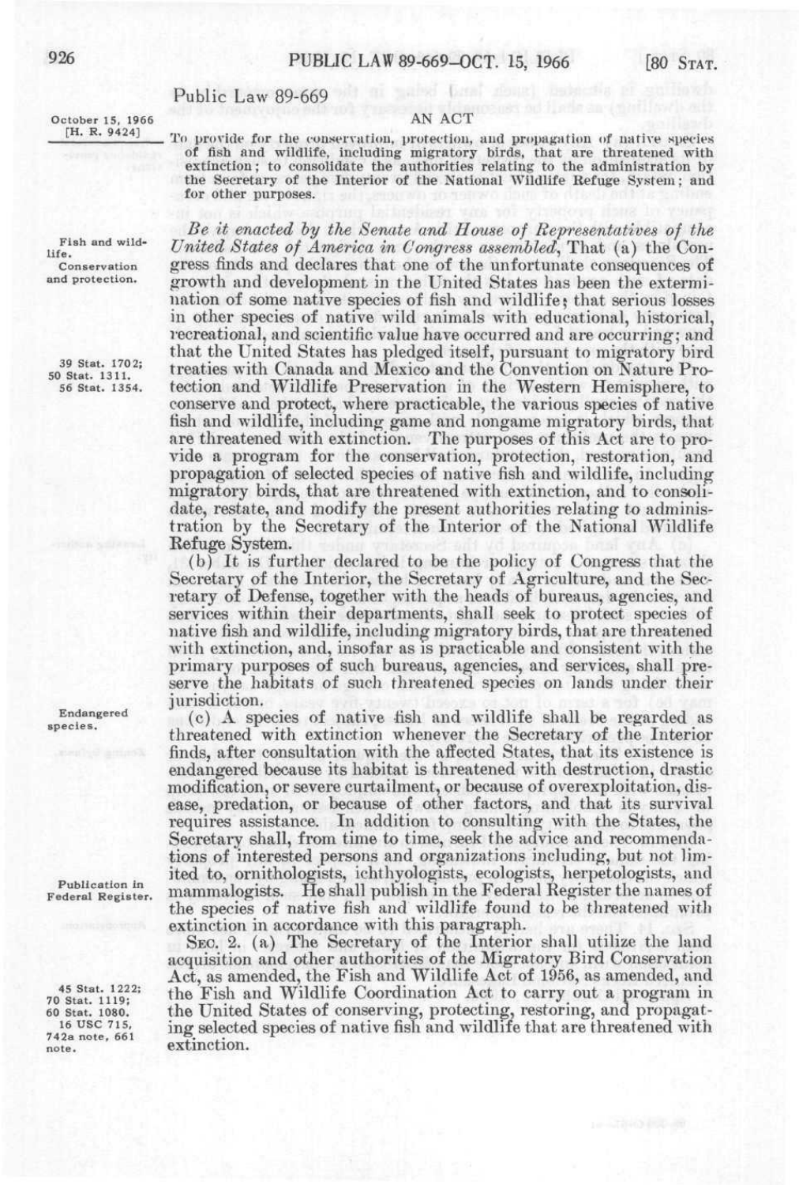Public Law 89-669

October 15, 1966
[H. R. 9424]

AN ACT

To provide for the conservation, protection, and propagation of native species of fish and wildlife, including migratory birds, that are threatened with extinction; to consolidate the authorities relating to the administration by the Secretary of the Interior of the National Wildlife Refuge System; and for other purposes.

Fish and wildlife. Conservation and protection.

*Be it enacted by the Senate and House of Representatives of the United States of America in Congress assembled*, That (a) the Congress finds and declares that one of the unfortunate consequences of growth and development in the United States has been the extermination of some native species of fish and wildlife; that serious losses in other species of native wild animals with educational, historical, recreational, and scientific value have occurred and are occurring; and that the United States has pledged itself, pursuant to migratory bird treaties with Canada and Mexico and the Convention on Nature Protection and Wildlife Preservation in the Western Hemisphere, to conserve and protect, where practicable, the various species of native fish and wildlife, including game and nongame migratory birds, that are threatened with extinction. The purposes of this Act are to provide a program for the conservation, protection, restoration, and propagation of selected species of native fish and wildlife, including migratory birds, that are threatened with extinction, and to consolidate, restate, and modify the present authorities relating to administration by the Secretary of the Interior of the National Wildlife Refuge System.

39 Stat. 1702; 50 Stat. 1311. 56 Stat. 1354.

(b) It is further declared to be the policy of Congress that the Secretary of the Interior, the Secretary of Agriculture, and the Secretary of Defense, together with the heads of bureaus, agencies, and services within their departments, shall seek to protect species of native fish and wildlife, including migratory birds, that are threatened with extinction, and, insofar as is practicable and consistent with the primary purposes of such bureaus, agencies, and services, shall preserve the habitats of such threatened species on lands under their jurisdiction.

Endangered species.

(c) A species of native fish and wildlife shall be regarded as threatened with extinction whenever the Secretary of the Interior finds, after consultation with the affected States, that its existence is endangered because its habitat is threatened with destruction, drastic modification, or severe curtailment, or because of overexploitation, disease, predation, or because of other factors, and that its survival requires assistance. In addition to consulting with the States, the Secretary shall, from time to time, seek the advice and recommendations of interested persons and organizations including, but not limited to, ornithologists, ichthyologists, ecologists, herpetologists, and mammalogists. He shall publish in the Federal Register the names of the species of native fish and wildlife found to be threatened with extinction in accordance with this paragraph.

Publication in Federal Register.

SEC. 2. (a) The Secretary of the Interior shall utilize the land acquisition and other authorities of the Migratory Bird Conservation Act, as amended, the Fish and Wildlife Act of 1956, as amended, and the Fish and Wildlife Coordination Act to carry out a program in the United States of conserving, protecting, restoring, and propagating selected species of native fish and wildlife that are threatened with extinction.

45 Stat. 1222; 70 Stat. 1119; 60 Stat. 1080. 16 USC 715, 742a note, 661 note.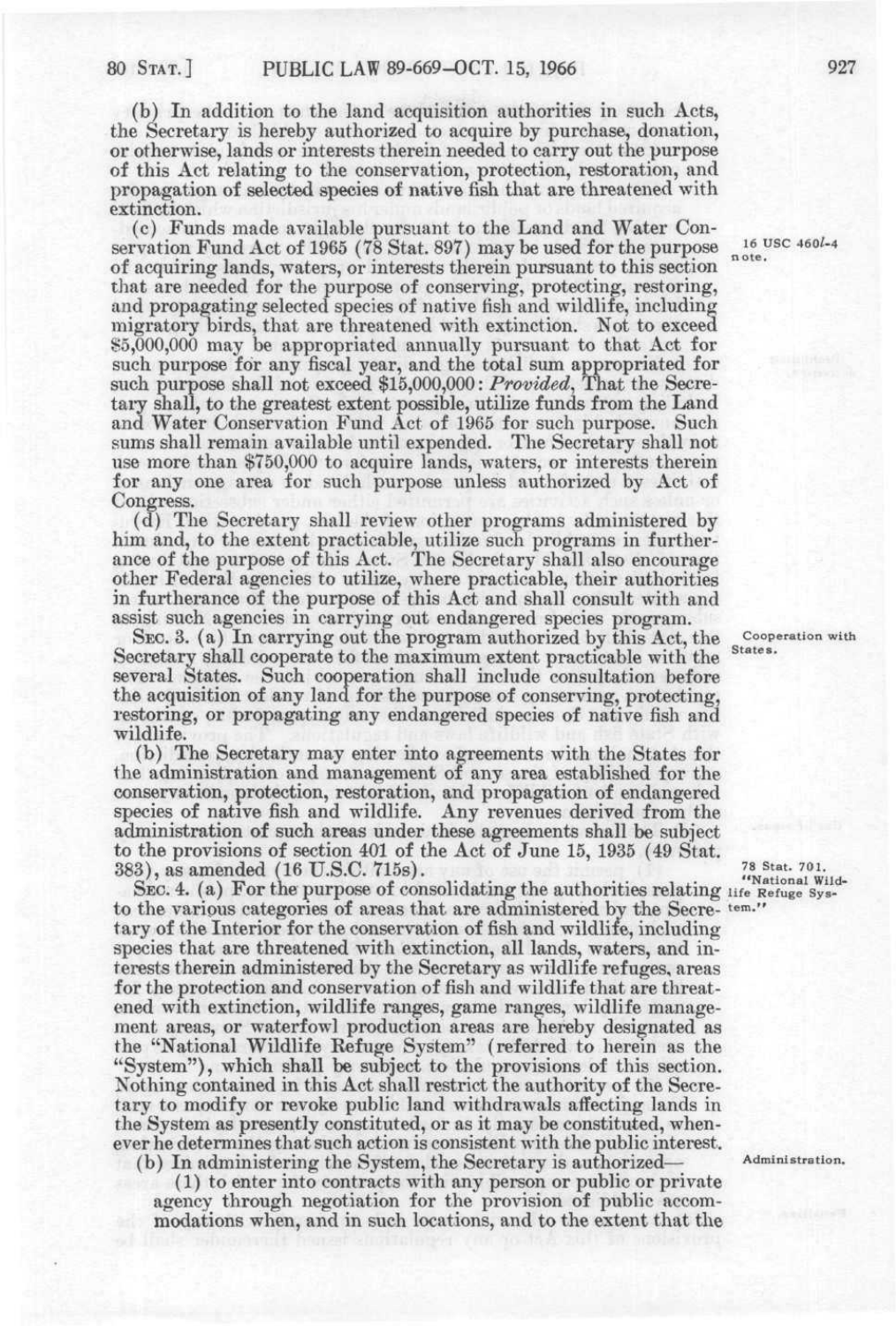(b) In addition to the land acquisition authorities in such Acts, the Secretary is hereby authorized to acquire by purchase, donation, or otherwise, lands or interests therein needed to carry out the purpose of this Act relating to the conservation, protection, restoration, and propagation of selected species of native fish that are threatened with extinction.

(c) Funds made available pursuant to the Land and Water Conservation Fund Act of 1965 (78 Stat. 897) may be used for the purpose of acquiring lands, waters, or interests therein pursuant to this section that are needed for the purpose of conserving, protecting, restoring, and propagating selected species of native fish and wildlife, including migratory birds, that are threatened with extinction. Not to exceed $5,000,000 may be appropriated annually pursuant to that Act for such purpose for any fiscal year, and the total sum appropriated for such purpose shall not exceed $15,000,000: *Provided*, That the Secretary shall, to the greatest extent possible, utilize funds from the Land and Water Conservation Fund Act of 1965 for such purpose. Such sums shall remain available until expended. The Secretary shall not use more than $750,000 to acquire lands, waters, or interests therein for any one area for such purpose unless authorized by Act of Congress.

16 USC 460l-4 note.

(d) The Secretary shall review other programs administered by him and, to the extent practicable, utilize such programs in furtherance of the purpose of this Act. The Secretary shall also encourage other Federal agencies to utilize, where practicable, their authorities in furtherance of the purpose of this Act and shall consult with and assist such agencies in carrying out endangered species program.

Cooperation with States.

SEC. 3. (a) In carrying out the program authorized by this Act, the Secretary shall cooperate to the maximum extent practicable with the several States. Such cooperation shall include consultation before the acquisition of any land for the purpose of conserving, protecting, restoring, or propagating any endangered species of native fish and wildlife.

(b) The Secretary may enter into agreements with the States for the administration and management of any area established for the conservation, protection, restoration, and propagation of endangered species of native fish and wildlife. Any revenues derived from the administration of such areas under these agreements shall be subject to the provisions of section 401 of the Act of June 15, 1935 (49 Stat. 383), as amended (16 U.S.C. 715s).

78 Stat. 701.

"National Wildlife Refuge System."

SEC. 4. (a) For the purpose of consolidating the authorities relating to the various categories of areas that are administered by the Secretary of the Interior for the conservation of fish and wildlife, including species that are threatened with extinction, all lands, waters, and interests therein administered by the Secretary as wildlife refuges, areas for the protection and conservation of fish and wildlife that are threatened with extinction, wildlife ranges, game ranges, wildlife management areas, or waterfowl production areas are hereby designated as the "National Wildlife Refuge System" (referred to herein as the "System"), which shall be subject to the provisions of this section. Nothing contained in this Act shall restrict the authority of the Secretary to modify or revoke public land withdrawals affecting lands in the System as presently constituted, or as it may be constituted, whenever he determines that such action is consistent with the public interest.

Administration.

(b) In administering the System, the Secretary is authorized—

(1) to enter into contracts with any person or public or private agency through negotiation for the provision of public accommodations when, and in such locations, and to the extent that the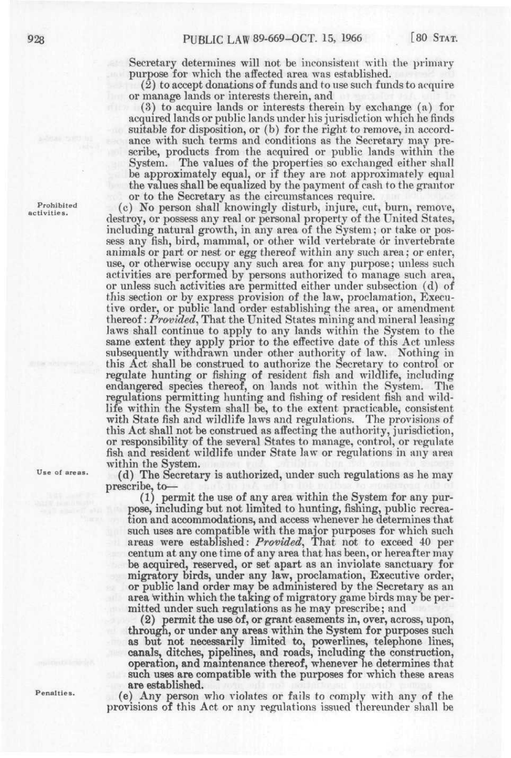Secretary determines will not be inconsistent with the primary purpose for which the affected area was established.

(2) to accept donations of funds and to use such funds to acquire or manage lands or interests therein, and

(3) to acquire lands or interests therein by exchange (a) for acquired lands or public lands under his jurisdiction which he finds suitable for disposition, or (b) for the right to remove, in accordance with such terms and conditions as the Secretary may prescribe, products from the acquired or public lands within the System. The values of the properties so exchanged either shall be approximately equal, or if they are not approximately equal the values shall be equalized by the payment of cash to the grantor or to the Secretary as the circumstances require.

Prohibited activities.

(c) No person shall knowingly disturb, injure, cut, burn, remove, destroy, or possess any real or personal property of the United States, including natural growth, in any area of the System; or take or possess any fish, bird, mammal, or other wild vertebrate or invertebrate animals or part or nest or egg thereof within any such area; or enter, use, or otherwise occupy any such area for any purpose; unless such activities are performed by persons authorized to manage such area, or unless such activities are permitted either under subsection (d) of this section or by express provision of the law, proclamation, Executive order, or public land order establishing the area, or amendment thereof: *Provided*, That the United States mining and mineral leasing laws shall continue to apply to any lands within the System to the same extent they apply prior to the effective date of this Act unless subsequently withdrawn under other authority of law. Nothing in this Act shall be construed to authorize the Secretary to control or regulate hunting or fishing of resident fish and wildlife, including endangered species thereof, on lands not within the System. The regulations permitting hunting and fishing of resident fish and wildlife within the System shall be, to the extent practicable, consistent with State fish and wildlife laws and regulations. The provisions of this Act shall not be construed as affecting the authority, jurisdiction, or responsibility of the several States to manage, control, or regulate fish and resident wildlife under State law or regulations in any area within the System.

Use of areas.

(d) The Secretary is authorized, under such regulations as he may prescribe, to—

(1) permit the use of any area within the System for any purpose, including but not limited to hunting, fishing, public recreation and accommodations, and access whenever he determines that such uses are compatible with the major purposes for which such areas were established: *Provided*, That not to exceed 40 per centum at any one time of any area that has been, or hereafter may be acquired, reserved, or set apart as an inviolate sanctuary for migratory birds, under any law, proclamation, Executive order, or public land order may be administered by the Secretary as an area within which the taking of migratory game birds may be permitted under such regulations as he may prescribe; and

(2) permit the use of, or grant easements in, over, across, upon, through, or under any areas within the System for purposes such as but not necessarily limited to, powerlines, telephone lines, canals, ditches, pipelines, and roads, including the construction, operation, and maintenance thereof, whenever he determines that such uses are compatible with the purposes for which these areas are established.

Penalties.

(e) Any person who violates or fails to comply with any of the provisions of this Act or any regulations issued thereunder shall be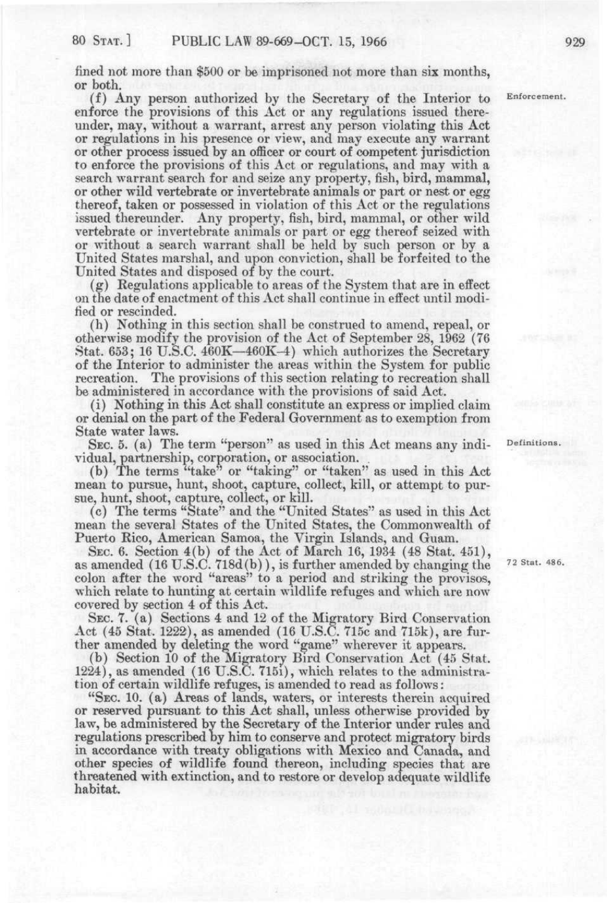fined not more than $500 or be imprisoned not more than six months, or both.

(f) Any person authorized by the Secretary of the Interior to enforce the provisions of this Act or any regulations issued thereunder, may, without a warrant, arrest any person violating this Act or regulations in his presence or view, and may execute any warrant or other process issued by an officer or court of competent jurisdiction to enforce the provisions of this Act or regulations, and may with a search warrant search for and seize any property, fish, bird, mammal, or other wild vertebrate or invertebrate animals or part or nest or egg thereof, taken or possessed in violation of this Act or the regulations issued thereunder. Any property, fish, bird, mammal, or other wild vertebrate or invertebrate animals or part or egg thereof seized with or without a search warrant shall be held by such person or by a United States marshal, and upon conviction, shall be forfeited to the United States and disposed of by the court.

Enforcement.

(g) Regulations applicable to areas of the System that are in effect on the date of enactment of this Act shall continue in effect until modified or rescinded.

(h) Nothing in this section shall be construed to amend, repeal, or otherwise modify the provision of the Act of September 28, 1962 (76 Stat. 653; 16 U.S.C. 460K—460K-4) which authorizes the Secretary of the Interior to administer the areas within the System for public recreation. The provisions of this section relating to recreation shall be administered in accordance with the provisions of said Act.

(i) Nothing in this Act shall constitute an express or implied claim or denial on the part of the Federal Government as to exemption from State water laws.

SEC. 5. (a) The term "person" as used in this Act means any individual, partnership, corporation, or association.

Definitions.

(b) The terms "take" or "taking" or "taken" as used in this Act mean to pursue, hunt, shoot, capture, collect, kill, or attempt to pursue, hunt, shoot, capture, collect, or kill.

(c) The terms "State" and the "United States" as used in this Act mean the several States of the United States, the Commonwealth of Puerto Rico, American Samoa, the Virgin Islands, and Guam.

SEC. 6. Section 4(b) of the Act of March 16, 1934 (48 Stat. 451), as amended (16 U.S.C. 718d(b)), is further amended by changing the colon after the word "areas" to a period and striking the provisos, which relate to hunting at certain wildlife refuges and which are now covered by section 4 of this Act.

72 Stat. 486.

SEC. 7. (a) Sections 4 and 12 of the Migratory Bird Conservation Act (45 Stat. 1222), as amended (16 U.S.C. 715c and 715k), are further amended by deleting the word "game" wherever it appears.

(b) Section 10 of the Migratory Bird Conservation Act (45 Stat. 1224), as amended (16 U.S.C. 715i), which relates to the administration of certain wildlife refuges, is amended to read as follows:

"SEC. 10. (a) Areas of lands, waters, or interests therein acquired or reserved pursuant to this Act shall, unless otherwise provided by law, be administered by the Secretary of the Interior under rules and regulations prescribed by him to conserve and protect migratory birds in accordance with treaty obligations with Mexico and Canada, and other species of wildlife found thereon, including species that are threatened with extinction, and to restore or develop adequate wildlife habitat.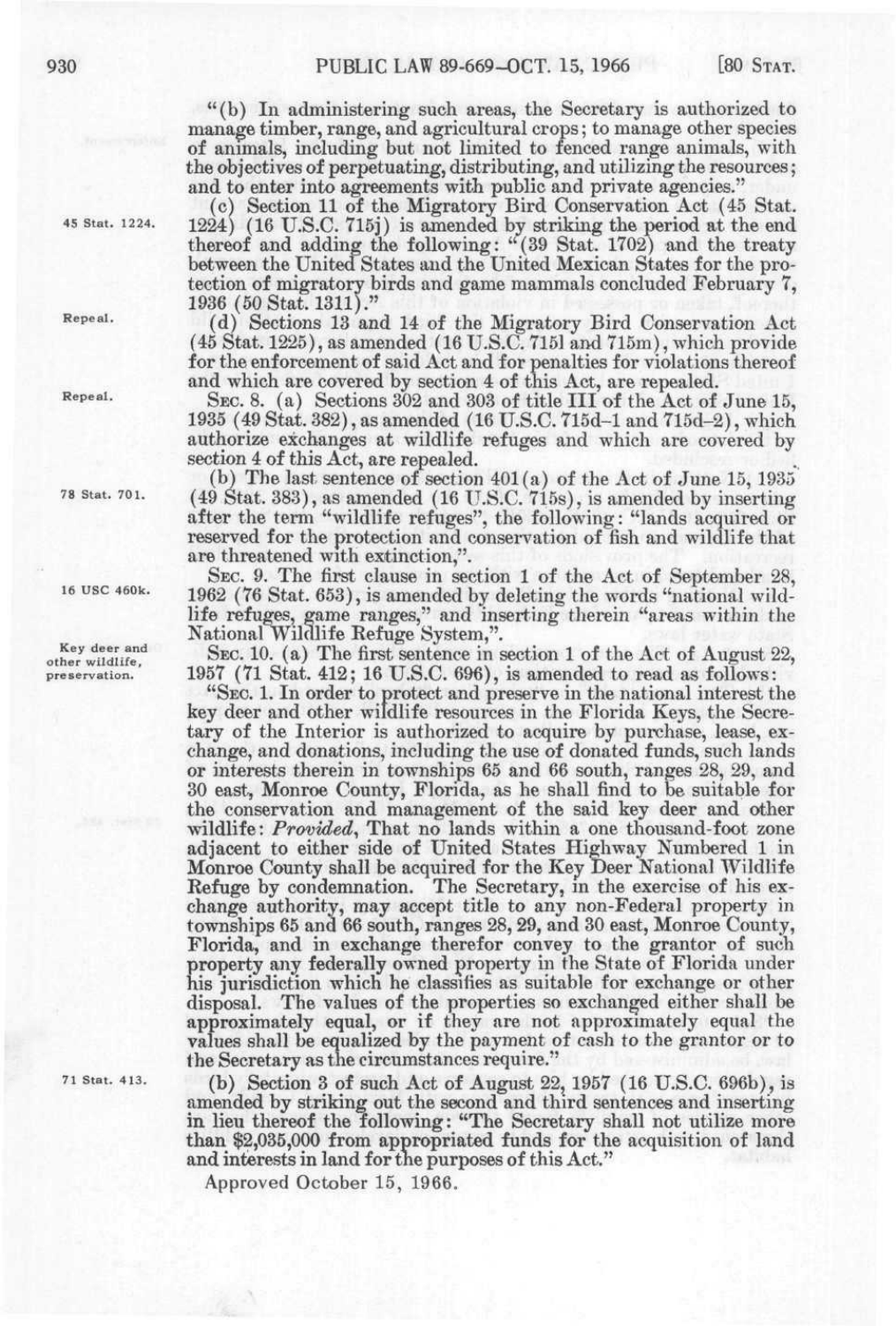"(b) In administering such areas, the Secretary is authorized to manage timber, range, and agricultural crops; to manage other species of animals, including but not limited to fenced range animals, with the objectives of perpetuating, distributing, and utilizing the resources; and to enter into agreements with public and private agencies."

45 Stat. 1224.

(c) Section 11 of the Migratory Bird Conservation Act (45 Stat. 1224) (16 U.S.C. 715j) is amended by striking the period at the end thereof and adding the following: "(39 Stat. 1702) and the treaty between the United States and the United Mexican States for the protection of migratory birds and game mammals concluded February 7, 1936 (50 Stat. 1311)."

Repeal.

(d) Sections 13 and 14 of the Migratory Bird Conservation Act (45 Stat. 1225), as amended (16 U.S.C. 715l and 715m), which provide for the enforcement of said Act and for penalties for violations thereof and which are covered by section 4 of this Act, are repealed.

Repeal.

SEC. 8. (a) Sections 302 and 303 of title III of the Act of June 15, 1935 (49 Stat. 382), as amended (16 U.S.C. 715d-1 and 715d-2), which authorize exchanges at wildlife refuges and which are covered by section 4 of this Act, are repealed.

78 Stat. 701.

(b) The last sentence of section 401(a) of the Act of June 15, 1935 (49 Stat. 383), as amended (16 U.S.C. 715s), is amended by inserting after the term "wildlife refuges", the following: "lands acquired or reserved for the protection and conservation of fish and wildlife that are threatened with extinction,".

16 USC 460k.

SEC. 9. The first clause in section 1 of the Act of September 28, 1962 (76 Stat. 653), is amended by deleting the words "national wildlife refuges, game ranges," and inserting therein "areas within the National Wildlife Refuge System,".

Key deer and other wildlife, preservation.

SEC. 10. (a) The first sentence in section 1 of the Act of August 22, 1957 (71 Stat. 412; 16 U.S.C. 696), is amended to read as follows:

"SEC. 1. In order to protect and preserve in the national interest the key deer and other wildlife resources in the Florida Keys, the Secretary of the Interior is authorized to acquire by purchase, lease, exchange, and donations, including the use of donated funds, such lands or interests therein in townships 65 and 66 south, ranges 28, 29, and 30 east, Monroe County, Florida, as he shall find to be suitable for the conservation and management of the said key deer and other wildlife: *Provided*, That no lands within a one thousand-foot zone adjacent to either side of United States Highway Numbered 1 in Monroe County shall be acquired for the Key Deer National Wildlife Refuge by condemnation. The Secretary, in the exercise of his exchange authority, may accept title to any non-Federal property in townships 65 and 66 south, ranges 28, 29, and 30 east, Monroe County, Florida, and in exchange therefor convey to the grantor of such property any federally owned property in the State of Florida under his jurisdiction which he classifies as suitable for exchange or other disposal. The values of the properties so exchanged either shall be approximately equal, or if they are not approximately equal the values shall be equalized by the payment of cash to the grantor or to the Secretary as the circumstances require."

71 Stat. 413.

(b) Section 3 of such Act of August 22, 1957 (16 U.S.C. 696b), is amended by striking out the second and third sentences and inserting in lieu thereof the following: "The Secretary shall not utilize more than $2,035,000 from appropriated funds for the acquisition of land and interests in land for the purposes of this Act."

Approved October 15, 1966.